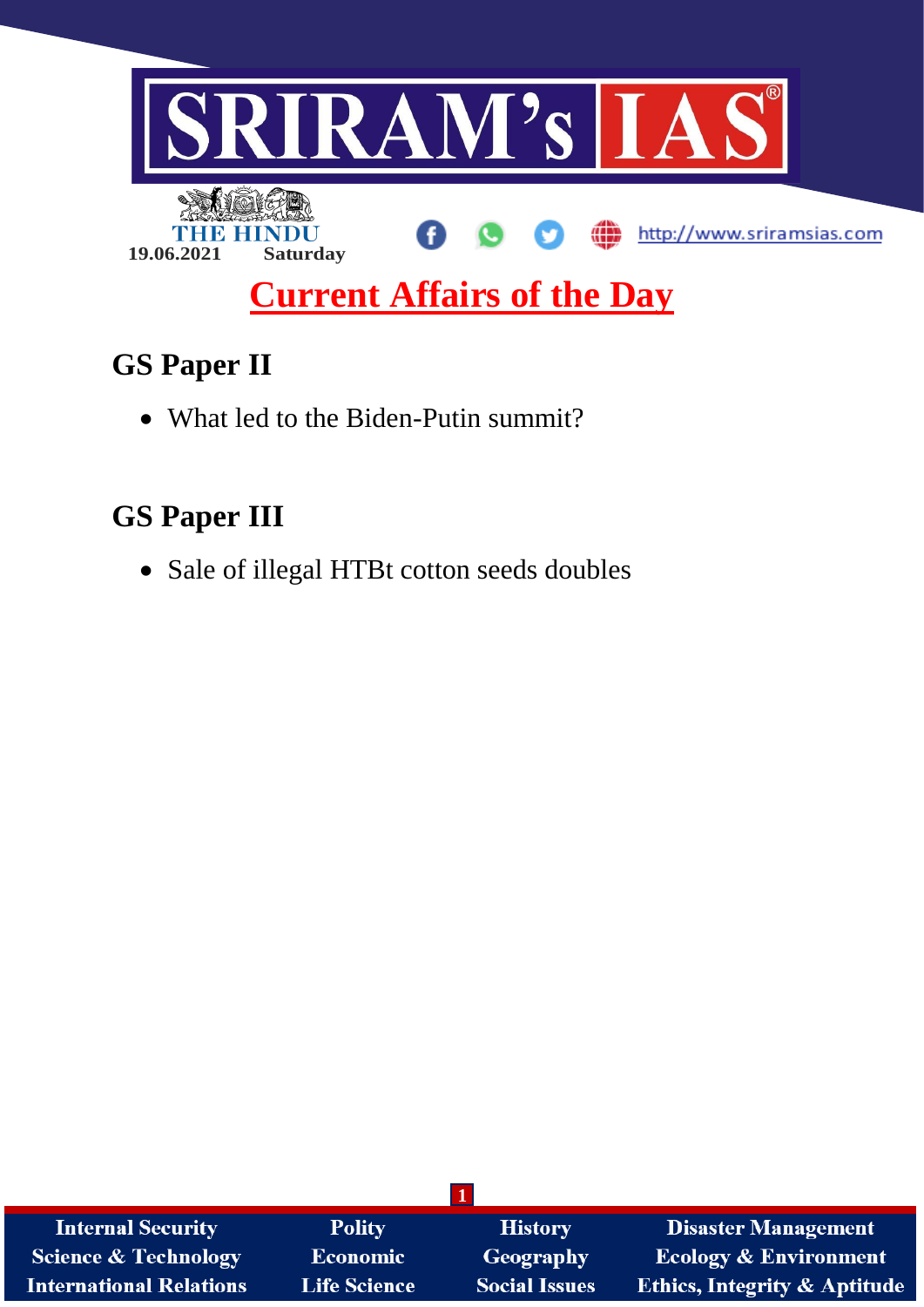SRIRAM's IAS

THE HINDU

19.06.2021 Saturday

http://www.sriramsias.com

# Current Affairs of the Day

## GS Paper II

- What led to the Biden-Putin summit?

## GS Paper III

- Sale of illegal HTBt cotton seeds doubles

| Internal Security | Polity | History | Disaster Management |
|---|---|---|---|
| Science & Technology | Economic | Geography | Ecology & Environment |
| International Relations | Life Science | Social Issues | Ethics, Integrity & Aptitude |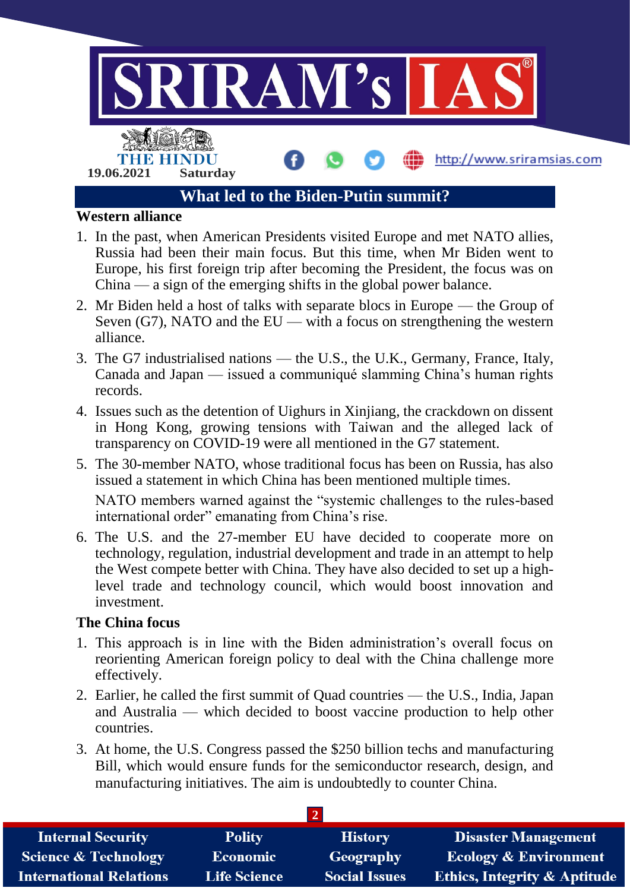## What led to the Biden-Putin summit?

### Western alliance

1. In the past, when American Presidents visited Europe and met NATO allies, Russia had been their main focus. But this time, when Mr Biden went to Europe, his first foreign trip after becoming the President, the focus was on China — a sign of the emerging shifts in the global power balance.
2. Mr Biden held a host of talks with separate blocs in Europe — the Group of Seven (G7), NATO and the EU — with a focus on strengthening the western alliance.
3. The G7 industrialised nations — the U.S., the U.K., Germany, France, Italy, Canada and Japan — issued a communiqué slamming China's human rights records.
4. Issues such as the detention of Uighurs in Xinjiang, the crackdown on dissent in Hong Kong, growing tensions with Taiwan and the alleged lack of transparency on COVID-19 were all mentioned in the G7 statement.
5. The 30-member NATO, whose traditional focus has been on Russia, has also issued a statement in which China has been mentioned multiple times.

   NATO members warned against the "systemic challenges to the rules-based international order" emanating from China's rise.
6. The U.S. and the 27-member EU have decided to cooperate more on technology, regulation, industrial development and trade in an attempt to help the West compete better with China. They have also decided to set up a high-level trade and technology council, which would boost innovation and investment.

### The China focus

1. This approach is in line with the Biden administration's overall focus on reorienting American foreign policy to deal with the China challenge more effectively.
2. Earlier, he called the first summit of Quad countries — the U.S., India, Japan and Australia — which decided to boost vaccine production to help other countries.
3. At home, the U.S. Congress passed the $250 billion techs and manufacturing Bill, which would ensure funds for the semiconductor research, design, and manufacturing initiatives. The aim is undoubtedly to counter China.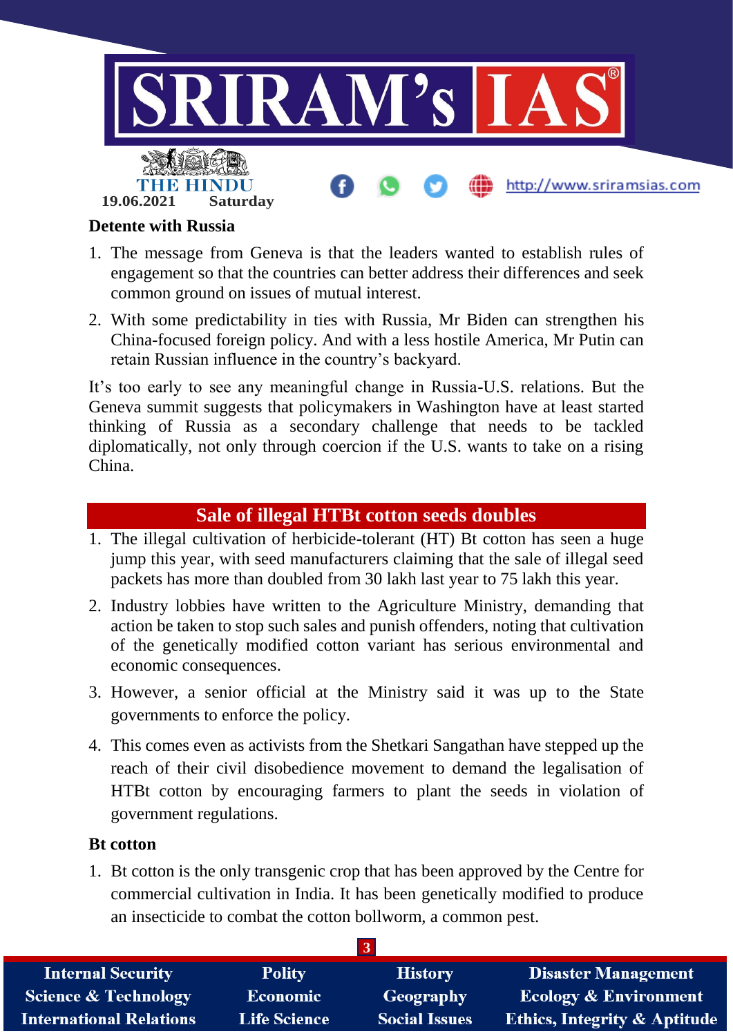## Detente with Russia

1. The message from Geneva is that the leaders wanted to establish rules of engagement so that the countries can better address their differences and seek common ground on issues of mutual interest.
2. With some predictability in ties with Russia, Mr Biden can strengthen his China-focused foreign policy. And with a less hostile America, Mr Putin can retain Russian influence in the country's backyard.

It's too early to see any meaningful change in Russia-U.S. relations. But the Geneva summit suggests that policymakers in Washington have at least started thinking of Russia as a secondary challenge that needs to be tackled diplomatically, not only through coercion if the U.S. wants to take on a rising China.

## Sale of illegal HTBt cotton seeds doubles

1. The illegal cultivation of herbicide-tolerant (HT) Bt cotton has seen a huge jump this year, with seed manufacturers claiming that the sale of illegal seed packets has more than doubled from 30 lakh last year to 75 lakh this year.
2. Industry lobbies have written to the Agriculture Ministry, demanding that action be taken to stop such sales and punish offenders, noting that cultivation of the genetically modified cotton variant has serious environmental and economic consequences.
3. However, a senior official at the Ministry said it was up to the State governments to enforce the policy.
4. This comes even as activists from the Shetkari Sangathan have stepped up the reach of their civil disobedience movement to demand the legalisation of HTBt cotton by encouraging farmers to plant the seeds in violation of government regulations.

### Bt cotton

1. Bt cotton is the only transgenic crop that has been approved by the Centre for commercial cultivation in India. It has been genetically modified to produce an insecticide to combat the cotton bollworm, a common pest.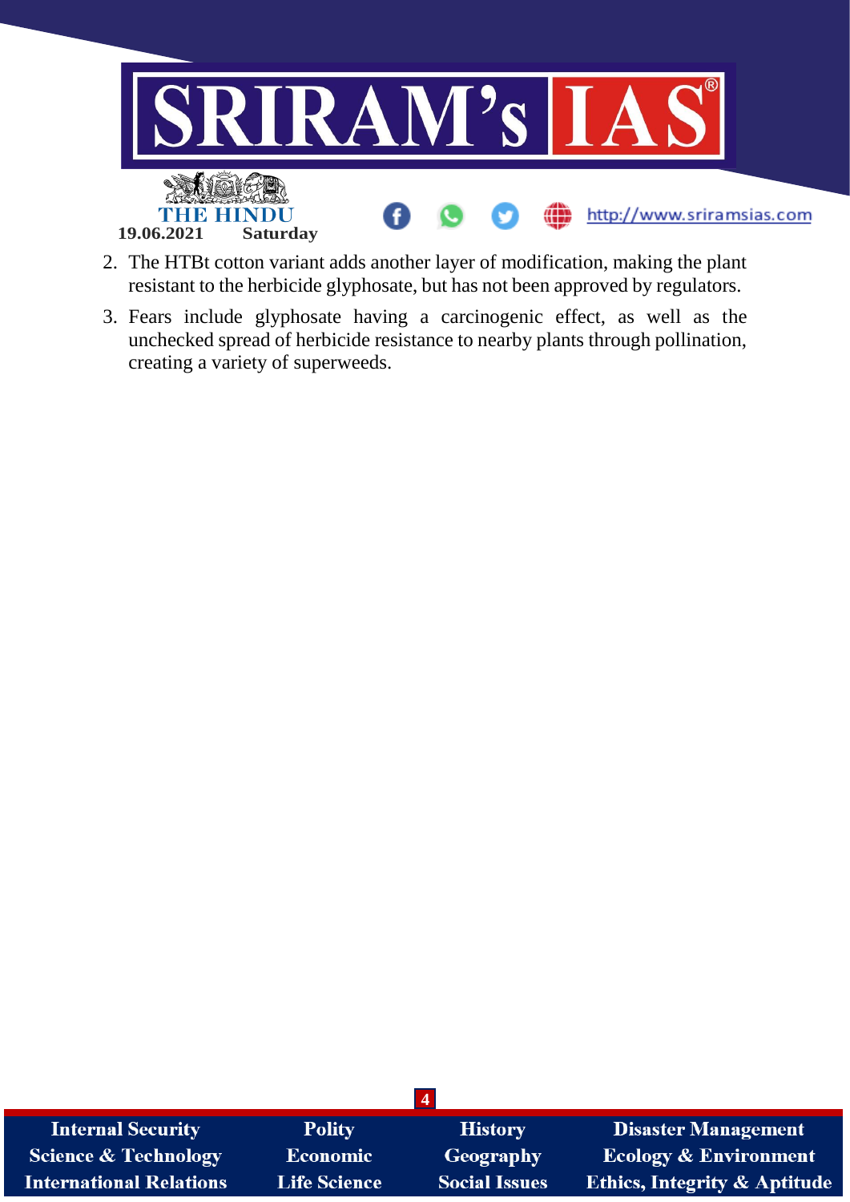2. The HTBt cotton variant adds another layer of modification, making the plant resistant to the herbicide glyphosate, but has not been approved by regulators.
3. Fears include glyphosate having a carcinogenic effect, as well as the unchecked spread of herbicide resistance to nearby plants through pollination, creating a variety of superweeds.